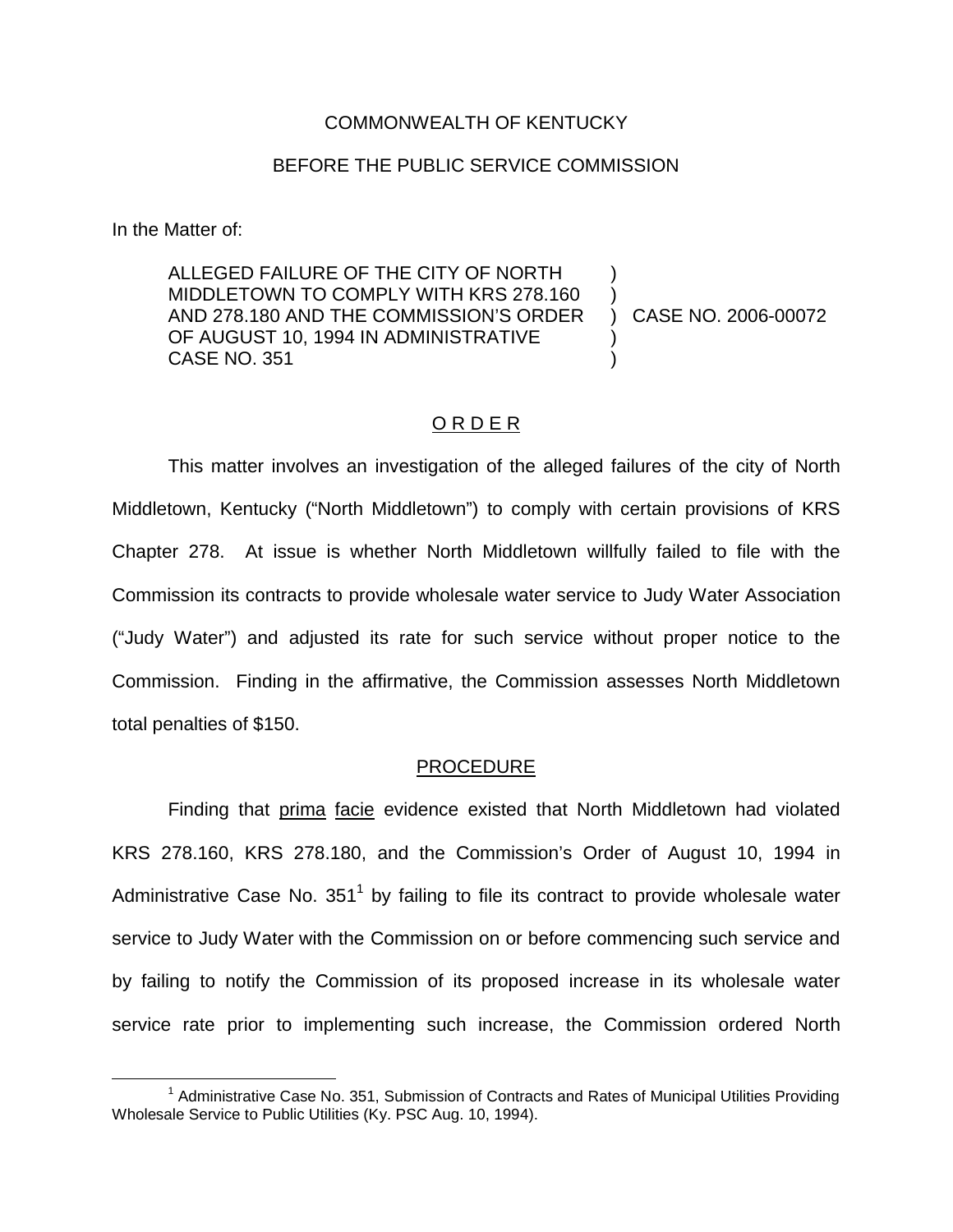COMMONWEALTH OF KENTUCKY

BEFORE THE PUBLIC SERVICE COMMISSION

In the Matter of:

ALLEGED FAILURE OF THE CITY OF NORTH MIDDLETOWN TO COMPLY WITH KRS 278.160 AND 278.180 AND THE COMMISSION'S ORDER OF AUGUST 10, 1994 IN ADMINISTRATIVE CASE NO. 351 ) CASE NO. 2006-00072

## O R D E R

This matter involves an investigation of the alleged failures of the city of North Middletown, Kentucky ("North Middletown") to comply with certain provisions of KRS Chapter 278. At issue is whether North Middletown willfully failed to file with the Commission its contracts to provide wholesale water service to Judy Water Association ("Judy Water") and adjusted its rate for such service without proper notice to the Commission. Finding in the affirmative, the Commission assesses North Middletown total penalties of $150.

## PROCEDURE

Finding that prima facie evidence existed that North Middletown had violated KRS 278.160, KRS 278.180, and the Commission's Order of August 10, 1994 in Administrative Case No. 351[1] by failing to file its contract to provide wholesale water service to Judy Water with the Commission on or before commencing such service and by failing to notify the Commission of its proposed increase in its wholesale water service rate prior to implementing such increase, the Commission ordered North

[1] Administrative Case No. 351, Submission of Contracts and Rates of Municipal Utilities Providing Wholesale Service to Public Utilities (Ky. PSC Aug. 10, 1994).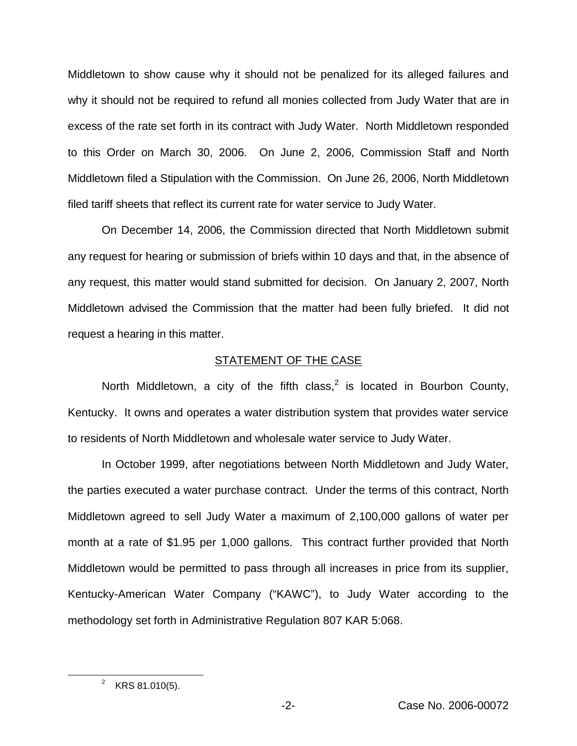Middletown to show cause why it should not be penalized for its alleged failures and why it should not be required to refund all monies collected from Judy Water that are in excess of the rate set forth in its contract with Judy Water. North Middletown responded to this Order on March 30, 2006. On June 2, 2006, Commission Staff and North Middletown filed a Stipulation with the Commission. On June 26, 2006, North Middletown filed tariff sheets that reflect its current rate for water service to Judy Water.

On December 14, 2006, the Commission directed that North Middletown submit any request for hearing or submission of briefs within 10 days and that, in the absence of any request, this matter would stand submitted for decision. On January 2, 2007, North Middletown advised the Commission that the matter had been fully briefed. It did not request a hearing in this matter.

## STATEMENT OF THE CASE

North Middletown, a city of the fifth class,[2] is located in Bourbon County, Kentucky. It owns and operates a water distribution system that provides water service to residents of North Middletown and wholesale water service to Judy Water.

In October 1999, after negotiations between North Middletown and Judy Water, the parties executed a water purchase contract. Under the terms of this contract, North Middletown agreed to sell Judy Water a maximum of 2,100,000 gallons of water per month at a rate of $1.95 per 1,000 gallons. This contract further provided that North Middletown would be permitted to pass through all increases in price from its supplier, Kentucky-American Water Company ("KAWC"), to Judy Water according to the methodology set forth in Administrative Regulation 807 KAR 5:068.

[2] KRS 81.010(5).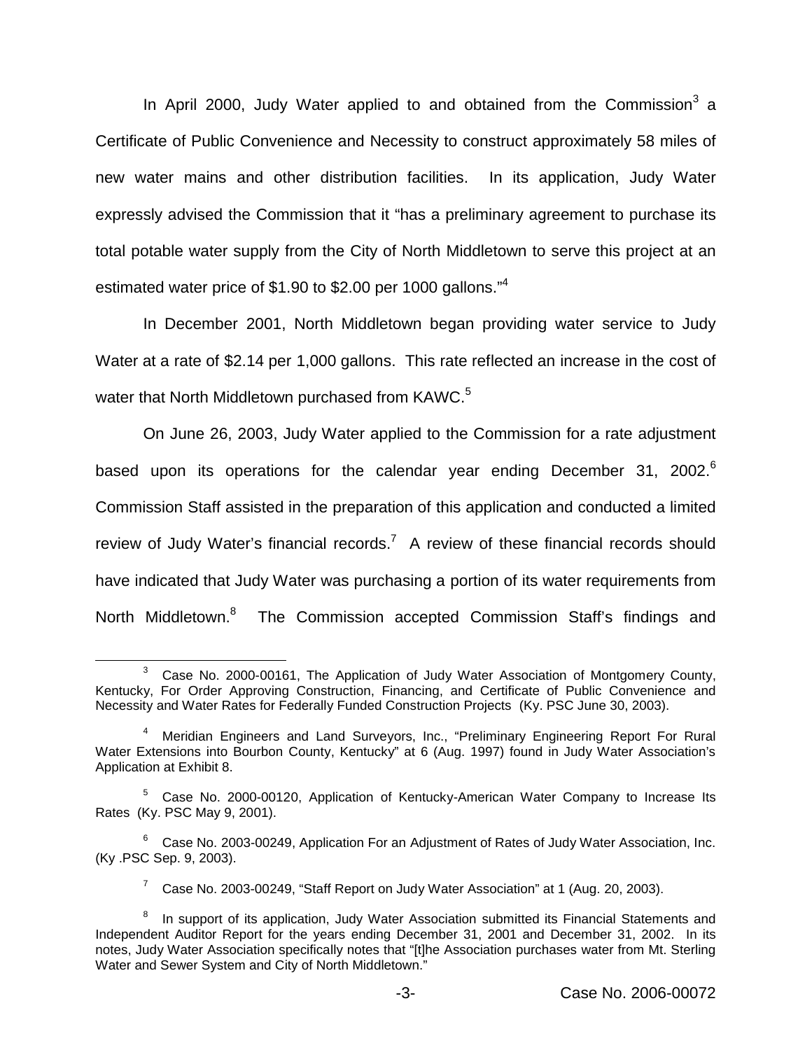In April 2000, Judy Water applied to and obtained from the Commission[3] a Certificate of Public Convenience and Necessity to construct approximately 58 miles of new water mains and other distribution facilities. In its application, Judy Water expressly advised the Commission that it "has a preliminary agreement to purchase its total potable water supply from the City of North Middletown to serve this project at an estimated water price of $1.90 to $2.00 per 1000 gallons."[4]

In December 2001, North Middletown began providing water service to Judy Water at a rate of $2.14 per 1,000 gallons. This rate reflected an increase in the cost of water that North Middletown purchased from KAWC.[5]

On June 26, 2003, Judy Water applied to the Commission for a rate adjustment based upon its operations for the calendar year ending December 31, 2002.[6] Commission Staff assisted in the preparation of this application and conducted a limited review of Judy Water's financial records.[7] A review of these financial records should have indicated that Judy Water was purchasing a portion of its water requirements from North Middletown.[8] The Commission accepted Commission Staff's findings and

---

[3] Case No. 2000-00161, The Application of Judy Water Association of Montgomery County, Kentucky, For Order Approving Construction, Financing, and Certificate of Public Convenience and Necessity and Water Rates for Federally Funded Construction Projects (Ky. PSC June 30, 2003).

[4] Meridian Engineers and Land Surveyors, Inc., "Preliminary Engineering Report For Rural Water Extensions into Bourbon County, Kentucky" at 6 (Aug. 1997) found in Judy Water Association's Application at Exhibit 8.

[5] Case No. 2000-00120, Application of Kentucky-American Water Company to Increase Its Rates (Ky. PSC May 9, 2001).

[6] Case No. 2003-00249, Application For an Adjustment of Rates of Judy Water Association, Inc. (Ky .PSC Sep. 9, 2003).

[7] Case No. 2003-00249, "Staff Report on Judy Water Association" at 1 (Aug. 20, 2003).

[8] In support of its application, Judy Water Association submitted its Financial Statements and Independent Auditor Report for the years ending December 31, 2001 and December 31, 2002. In its notes, Judy Water Association specifically notes that "[t]he Association purchases water from Mt. Sterling Water and Sewer System and City of North Middletown."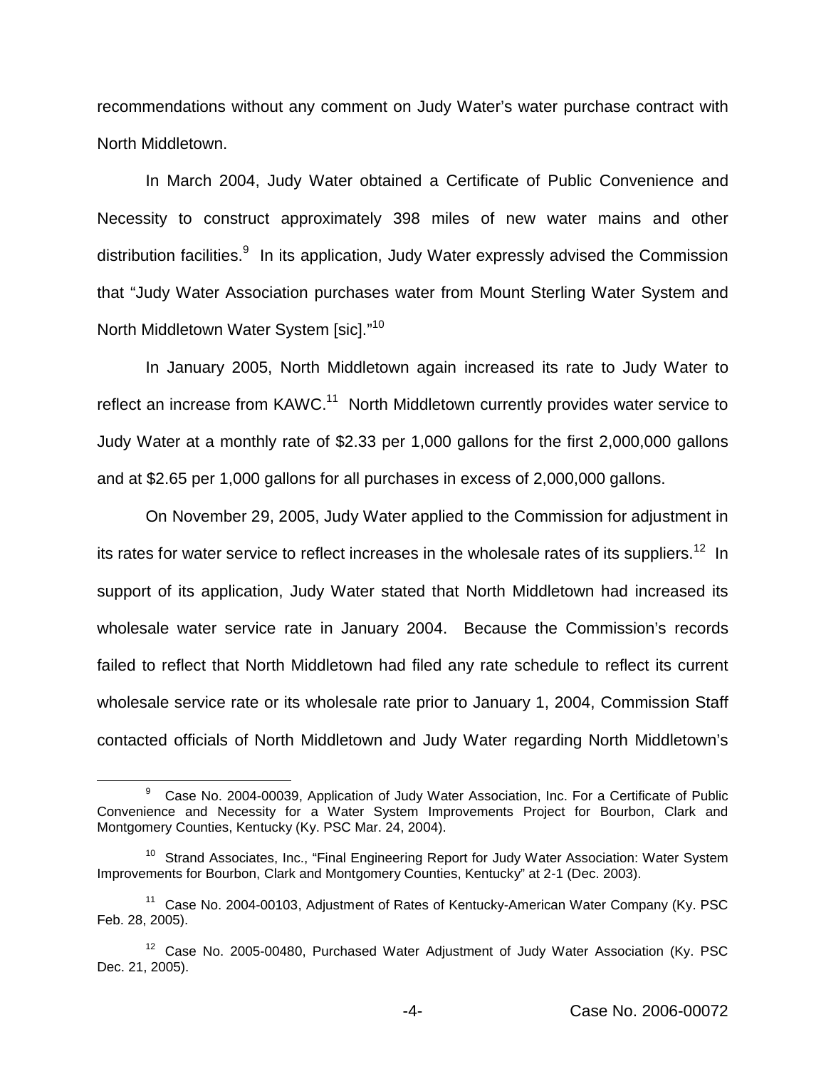recommendations without any comment on Judy Water's water purchase contract with North Middletown.

In March 2004, Judy Water obtained a Certificate of Public Convenience and Necessity to construct approximately 398 miles of new water mains and other distribution facilities.[9] In its application, Judy Water expressly advised the Commission that "Judy Water Association purchases water from Mount Sterling Water System and North Middletown Water System [sic]."[10]

In January 2005, North Middletown again increased its rate to Judy Water to reflect an increase from KAWC.[11] North Middletown currently provides water service to Judy Water at a monthly rate of $2.33 per 1,000 gallons for the first 2,000,000 gallons and at $2.65 per 1,000 gallons for all purchases in excess of 2,000,000 gallons.

On November 29, 2005, Judy Water applied to the Commission for adjustment in its rates for water service to reflect increases in the wholesale rates of its suppliers.[12] In support of its application, Judy Water stated that North Middletown had increased its wholesale water service rate in January 2004. Because the Commission's records failed to reflect that North Middletown had filed any rate schedule to reflect its current wholesale service rate or its wholesale rate prior to January 1, 2004, Commission Staff contacted officials of North Middletown and Judy Water regarding North Middletown's

---

[9] Case No. 2004-00039, Application of Judy Water Association, Inc. For a Certificate of Public Convenience and Necessity for a Water System Improvements Project for Bourbon, Clark and Montgomery Counties, Kentucky (Ky. PSC Mar. 24, 2004).

[10] Strand Associates, Inc., "Final Engineering Report for Judy Water Association: Water System Improvements for Bourbon, Clark and Montgomery Counties, Kentucky" at 2-1 (Dec. 2003).

[11] Case No. 2004-00103, Adjustment of Rates of Kentucky-American Water Company (Ky. PSC Feb. 28, 2005).

[12] Case No. 2005-00480, Purchased Water Adjustment of Judy Water Association (Ky. PSC Dec. 21, 2005).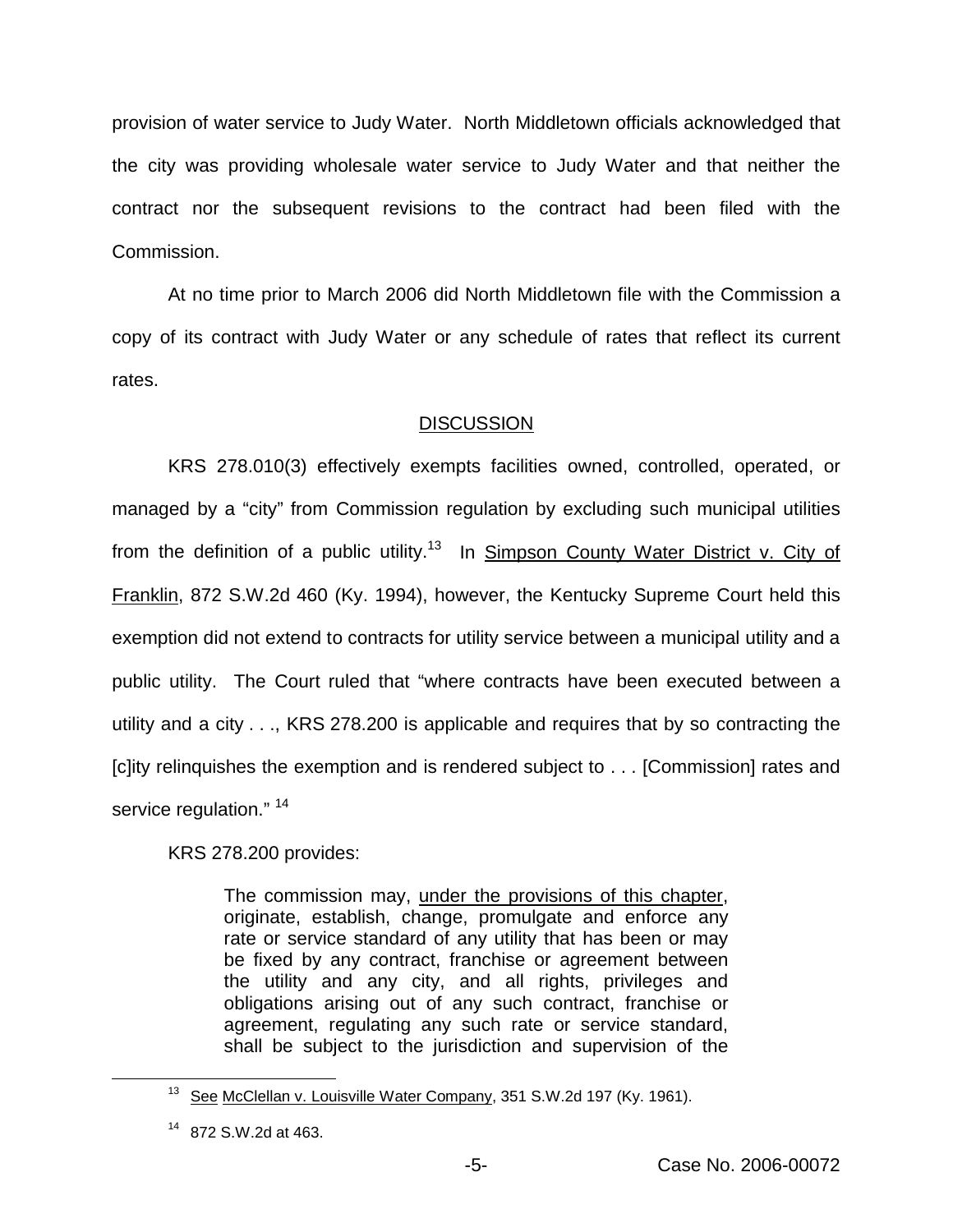provision of water service to Judy Water. North Middletown officials acknowledged that the city was providing wholesale water service to Judy Water and that neither the contract nor the subsequent revisions to the contract had been filed with the Commission.

At no time prior to March 2006 did North Middletown file with the Commission a copy of its contract with Judy Water or any schedule of rates that reflect its current rates.

## DISCUSSION

KRS 278.010(3) effectively exempts facilities owned, controlled, operated, or managed by a "city" from Commission regulation by excluding such municipal utilities from the definition of a public utility.[13] In Simpson County Water District v. City of Franklin, 872 S.W.2d 460 (Ky. 1994), however, the Kentucky Supreme Court held this exemption did not extend to contracts for utility service between a municipal utility and a public utility. The Court ruled that "where contracts have been executed between a utility and a city . . ., KRS 278.200 is applicable and requires that by so contracting the [c]ity relinquishes the exemption and is rendered subject to . . . [Commission] rates and service regulation." [14]

KRS 278.200 provides:

> The commission may, under the provisions of this chapter, originate, establish, change, promulgate and enforce any rate or service standard of any utility that has been or may be fixed by any contract, franchise or agreement between the utility and any city, and all rights, privileges and obligations arising out of any such contract, franchise or agreement, regulating any such rate or service standard, shall be subject to the jurisdiction and supervision of the

---

[13] See McClellan v. Louisville Water Company, 351 S.W.2d 197 (Ky. 1961).

[14] 872 S.W.2d at 463.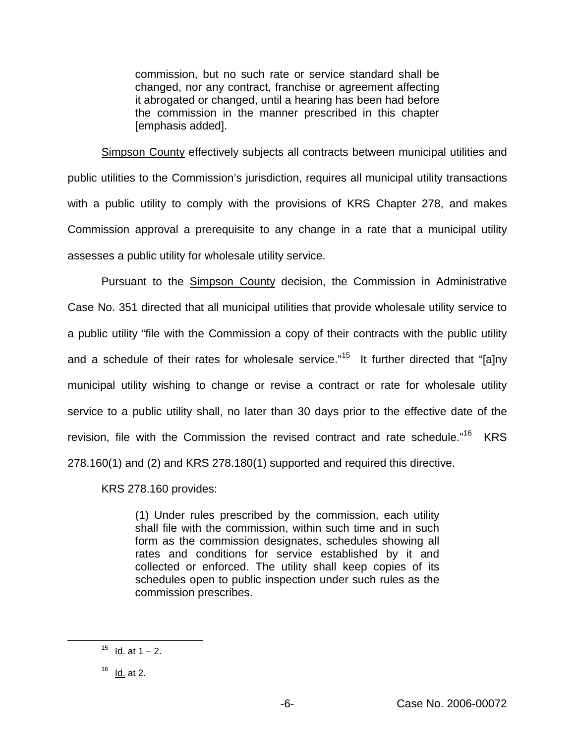> commission, but no such rate or service standard shall be changed, nor any contract, franchise or agreement affecting it abrogated or changed, until a hearing has been had before the commission in the manner prescribed in this chapter [emphasis added].

Simpson County effectively subjects all contracts between municipal utilities and public utilities to the Commission's jurisdiction, requires all municipal utility transactions with a public utility to comply with the provisions of KRS Chapter 278, and makes Commission approval a prerequisite to any change in a rate that a municipal utility assesses a public utility for wholesale utility service.

Pursuant to the Simpson County decision, the Commission in Administrative Case No. 351 directed that all municipal utilities that provide wholesale utility service to a public utility "file with the Commission a copy of their contracts with the public utility and a schedule of their rates for wholesale service."[15] It further directed that "[a]ny municipal utility wishing to change or revise a contract or rate for wholesale utility service to a public utility shall, no later than 30 days prior to the effective date of the revision, file with the Commission the revised contract and rate schedule."[16] KRS 278.160(1) and (2) and KRS 278.180(1) supported and required this directive.

KRS 278.160 provides:

> (1) Under rules prescribed by the commission, each utility shall file with the commission, within such time and in such form as the commission designates, schedules showing all rates and conditions for service established by it and collected or enforced. The utility shall keep copies of its schedules open to public inspection under such rules as the commission prescribes.

---

[15] Id. at 1 – 2.

[16] Id. at 2.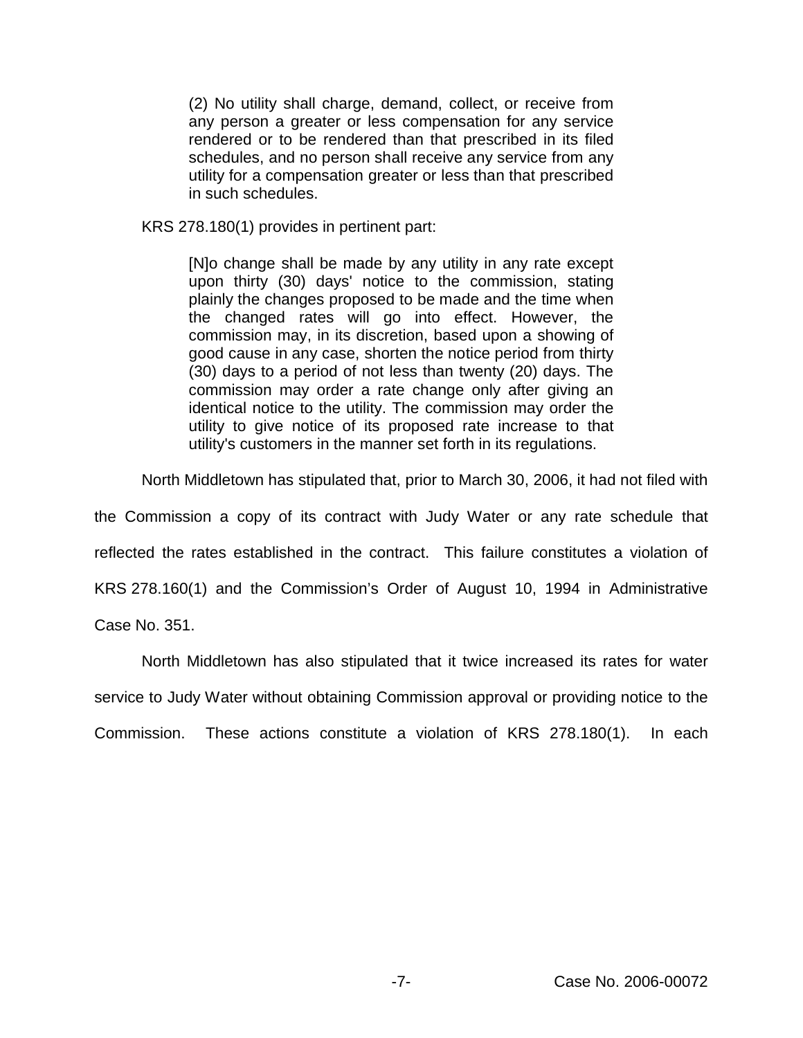> (2) No utility shall charge, demand, collect, or receive from any person a greater or less compensation for any service rendered or to be rendered than that prescribed in its filed schedules, and no person shall receive any service from any utility for a compensation greater or less than that prescribed in such schedules.

KRS 278.180(1) provides in pertinent part:

> [N]o change shall be made by any utility in any rate except upon thirty (30) days' notice to the commission, stating plainly the changes proposed to be made and the time when the changed rates will go into effect. However, the commission may, in its discretion, based upon a showing of good cause in any case, shorten the notice period from thirty (30) days to a period of not less than twenty (20) days. The commission may order a rate change only after giving an identical notice to the utility. The commission may order the utility to give notice of its proposed rate increase to that utility's customers in the manner set forth in its regulations.

North Middletown has stipulated that, prior to March 30, 2006, it had not filed with the Commission a copy of its contract with Judy Water or any rate schedule that reflected the rates established in the contract. This failure constitutes a violation of KRS 278.160(1) and the Commission's Order of August 10, 1994 in Administrative Case No. 351.

North Middletown has also stipulated that it twice increased its rates for water service to Judy Water without obtaining Commission approval or providing notice to the Commission. These actions constitute a violation of KRS 278.180(1). In each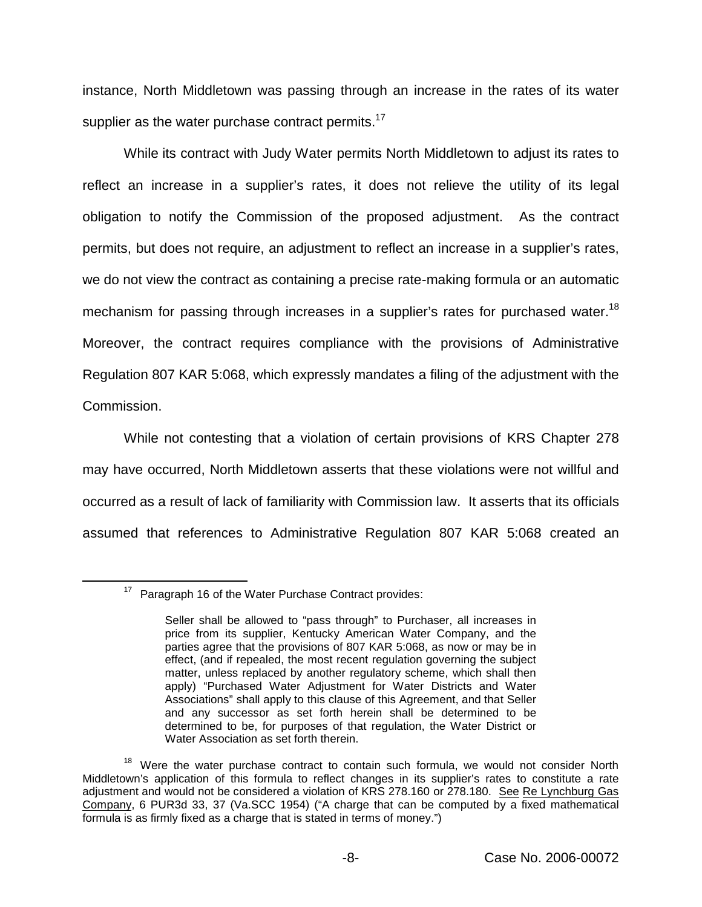instance, North Middletown was passing through an increase in the rates of its water supplier as the water purchase contract permits.[17]

While its contract with Judy Water permits North Middletown to adjust its rates to reflect an increase in a supplier's rates, it does not relieve the utility of its legal obligation to notify the Commission of the proposed adjustment. As the contract permits, but does not require, an adjustment to reflect an increase in a supplier's rates, we do not view the contract as containing a precise rate-making formula or an automatic mechanism for passing through increases in a supplier's rates for purchased water.[18] Moreover, the contract requires compliance with the provisions of Administrative Regulation 807 KAR 5:068, which expressly mandates a filing of the adjustment with the Commission.

While not contesting that a violation of certain provisions of KRS Chapter 278 may have occurred, North Middletown asserts that these violations were not willful and occurred as a result of lack of familiarity with Commission law. It asserts that its officials assumed that references to Administrative Regulation 807 KAR 5:068 created an

---

[17] Paragraph 16 of the Water Purchase Contract provides:

> Seller shall be allowed to "pass through" to Purchaser, all increases in price from its supplier, Kentucky American Water Company, and the parties agree that the provisions of 807 KAR 5:068, as now or may be in effect, (and if repealed, the most recent regulation governing the subject matter, unless replaced by another regulatory scheme, which shall then apply) "Purchased Water Adjustment for Water Districts and Water Associations" shall apply to this clause of this Agreement, and that Seller and any successor as set forth herein shall be determined to be determined to be, for purposes of that regulation, the Water District or Water Association as set forth therein.

[18] Were the water purchase contract to contain such formula, we would not consider North Middletown's application of this formula to reflect changes in its supplier's rates to constitute a rate adjustment and would not be considered a violation of KRS 278.160 or 278.180. See Re Lynchburg Gas Company, 6 PUR3d 33, 37 (Va.SCC 1954) ("A charge that can be computed by a fixed mathematical formula is as firmly fixed as a charge that is stated in terms of money.")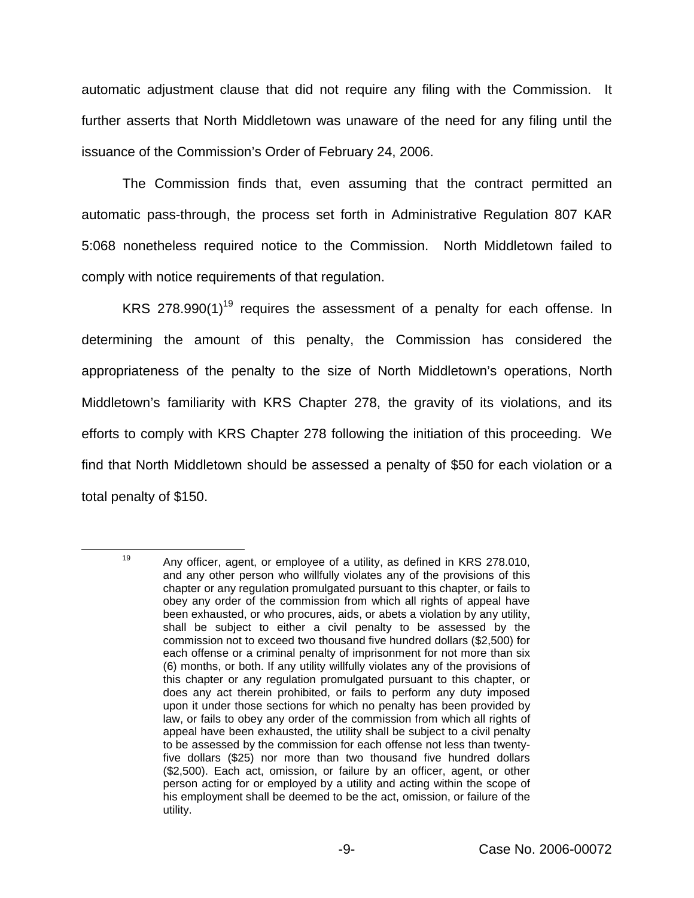automatic adjustment clause that did not require any filing with the Commission. It further asserts that North Middletown was unaware of the need for any filing until the issuance of the Commission's Order of February 24, 2006.

The Commission finds that, even assuming that the contract permitted an automatic pass-through, the process set forth in Administrative Regulation 807 KAR 5:068 nonetheless required notice to the Commission. North Middletown failed to comply with notice requirements of that regulation.

KRS 278.990(1)[19] requires the assessment of a penalty for each offense. In determining the amount of this penalty, the Commission has considered the appropriateness of the penalty to the size of North Middletown's operations, North Middletown's familiarity with KRS Chapter 278, the gravity of its violations, and its efforts to comply with KRS Chapter 278 following the initiation of this proceeding. We find that North Middletown should be assessed a penalty of $50 for each violation or a total penalty of $150.

---

[19] Any officer, agent, or employee of a utility, as defined in KRS 278.010, and any other person who willfully violates any of the provisions of this chapter or any regulation promulgated pursuant to this chapter, or fails to obey any order of the commission from which all rights of appeal have been exhausted, or who procures, aids, or abets a violation by any utility, shall be subject to either a civil penalty to be assessed by the commission not to exceed two thousand five hundred dollars ($2,500) for each offense or a criminal penalty of imprisonment for not more than six (6) months, or both. If any utility willfully violates any of the provisions of this chapter or any regulation promulgated pursuant to this chapter, or does any act therein prohibited, or fails to perform any duty imposed upon it under those sections for which no penalty has been provided by law, or fails to obey any order of the commission from which all rights of appeal have been exhausted, the utility shall be subject to a civil penalty to be assessed by the commission for each offense not less than twenty-five dollars ($25) nor more than two thousand five hundred dollars ($2,500). Each act, omission, or failure by an officer, agent, or other person acting for or employed by a utility and acting within the scope of his employment shall be deemed to be the act, omission, or failure of the utility.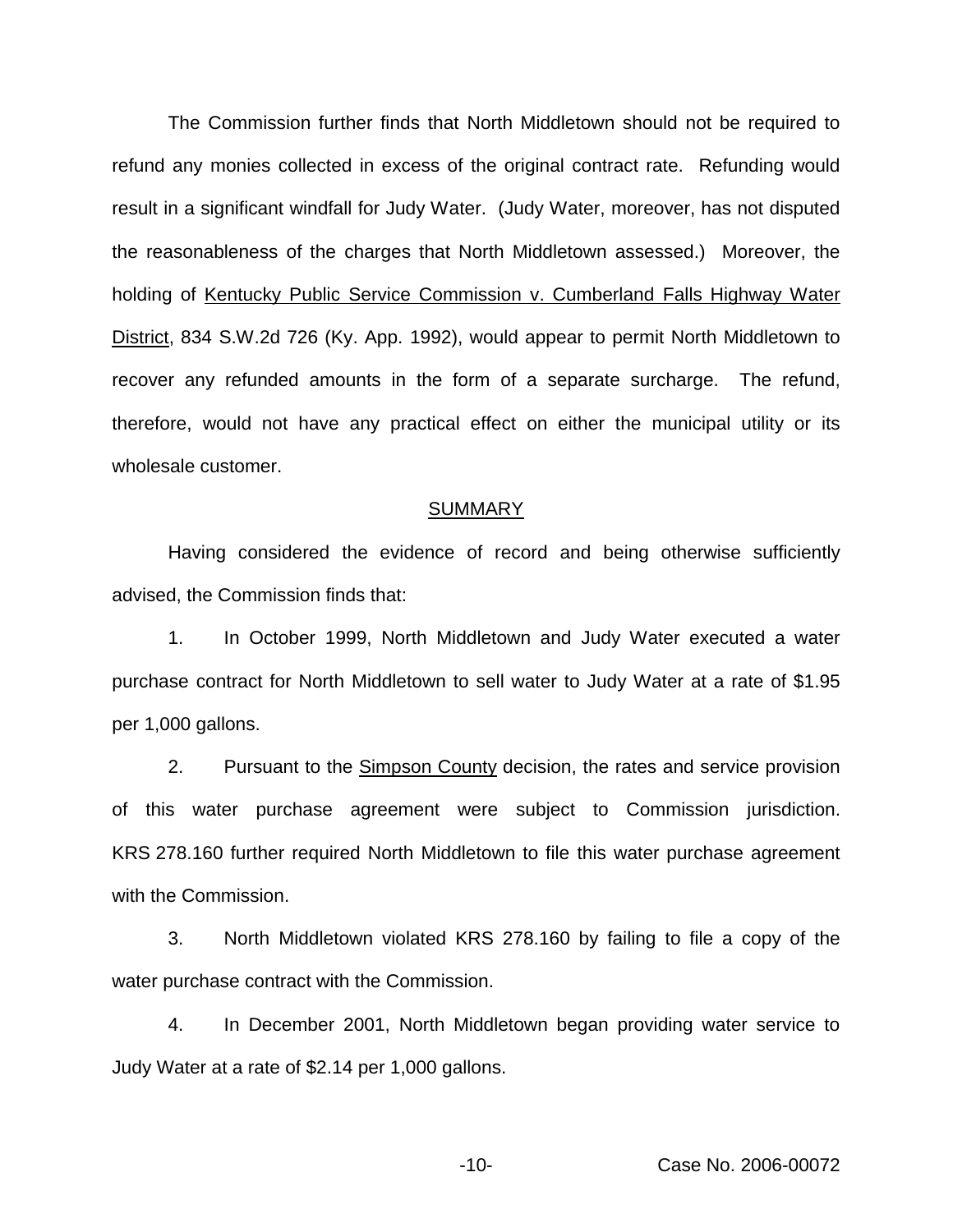The Commission further finds that North Middletown should not be required to refund any monies collected in excess of the original contract rate. Refunding would result in a significant windfall for Judy Water. (Judy Water, moreover, has not disputed the reasonableness of the charges that North Middletown assessed.) Moreover, the holding of Kentucky Public Service Commission v. Cumberland Falls Highway Water District, 834 S.W.2d 726 (Ky. App. 1992), would appear to permit North Middletown to recover any refunded amounts in the form of a separate surcharge. The refund, therefore, would not have any practical effect on either the municipal utility or its wholesale customer.

## SUMMARY

Having considered the evidence of record and being otherwise sufficiently advised, the Commission finds that:

1. In October 1999, North Middletown and Judy Water executed a water purchase contract for North Middletown to sell water to Judy Water at a rate of $1.95 per 1,000 gallons.

2. Pursuant to the Simpson County decision, the rates and service provision of this water purchase agreement were subject to Commission jurisdiction. KRS 278.160 further required North Middletown to file this water purchase agreement with the Commission.

3. North Middletown violated KRS 278.160 by failing to file a copy of the water purchase contract with the Commission.

4. In December 2001, North Middletown began providing water service to Judy Water at a rate of $2.14 per 1,000 gallons.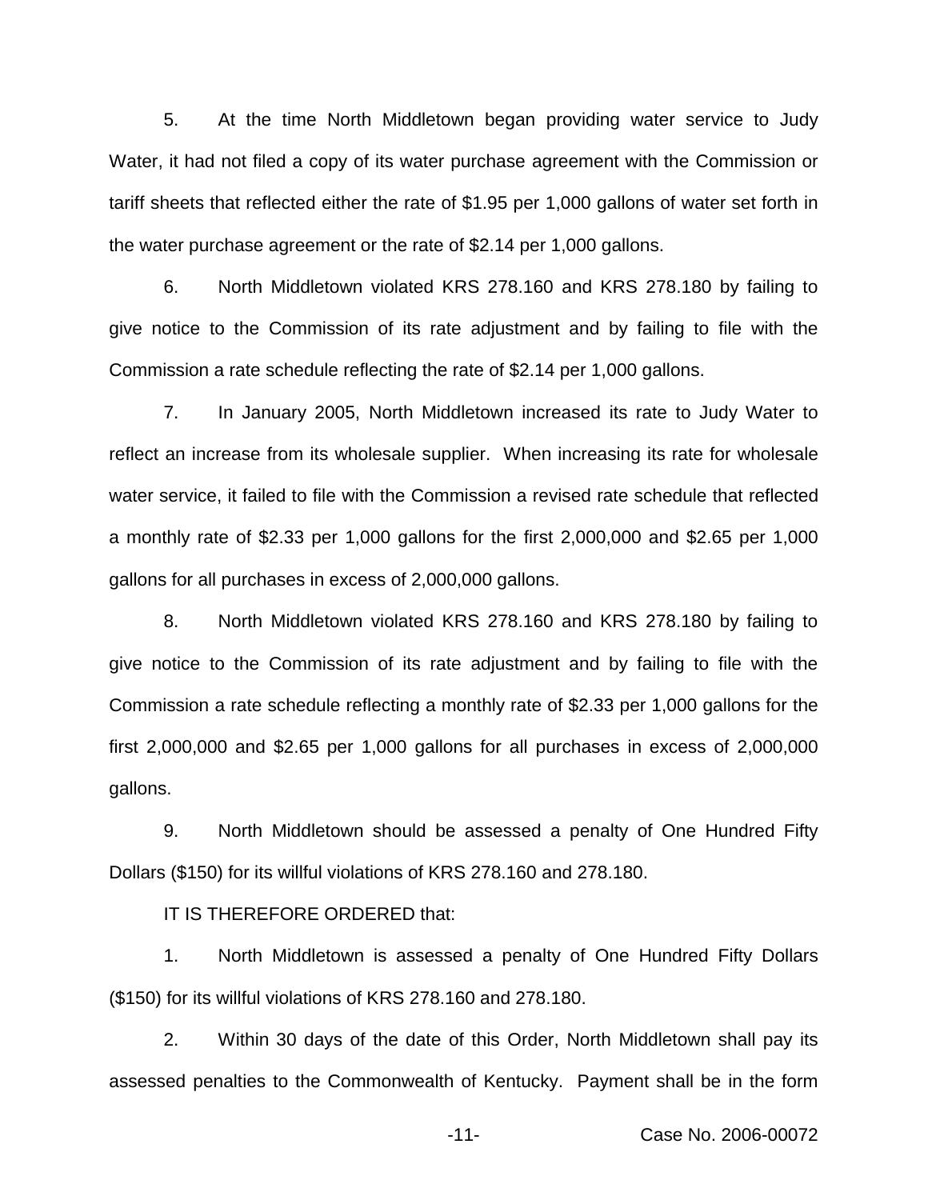5. At the time North Middletown began providing water service to Judy Water, it had not filed a copy of its water purchase agreement with the Commission or tariff sheets that reflected either the rate of $1.95 per 1,000 gallons of water set forth in the water purchase agreement or the rate of $2.14 per 1,000 gallons.

6. North Middletown violated KRS 278.160 and KRS 278.180 by failing to give notice to the Commission of its rate adjustment and by failing to file with the Commission a rate schedule reflecting the rate of $2.14 per 1,000 gallons.

7. In January 2005, North Middletown increased its rate to Judy Water to reflect an increase from its wholesale supplier. When increasing its rate for wholesale water service, it failed to file with the Commission a revised rate schedule that reflected a monthly rate of $2.33 per 1,000 gallons for the first 2,000,000 and $2.65 per 1,000 gallons for all purchases in excess of 2,000,000 gallons.

8. North Middletown violated KRS 278.160 and KRS 278.180 by failing to give notice to the Commission of its rate adjustment and by failing to file with the Commission a rate schedule reflecting a monthly rate of $2.33 per 1,000 gallons for the first 2,000,000 and $2.65 per 1,000 gallons for all purchases in excess of 2,000,000 gallons.

9. North Middletown should be assessed a penalty of One Hundred Fifty Dollars ($150) for its willful violations of KRS 278.160 and 278.180.

IT IS THEREFORE ORDERED that:

1. North Middletown is assessed a penalty of One Hundred Fifty Dollars ($150) for its willful violations of KRS 278.160 and 278.180.

2. Within 30 days of the date of this Order, North Middletown shall pay its assessed penalties to the Commonwealth of Kentucky. Payment shall be in the form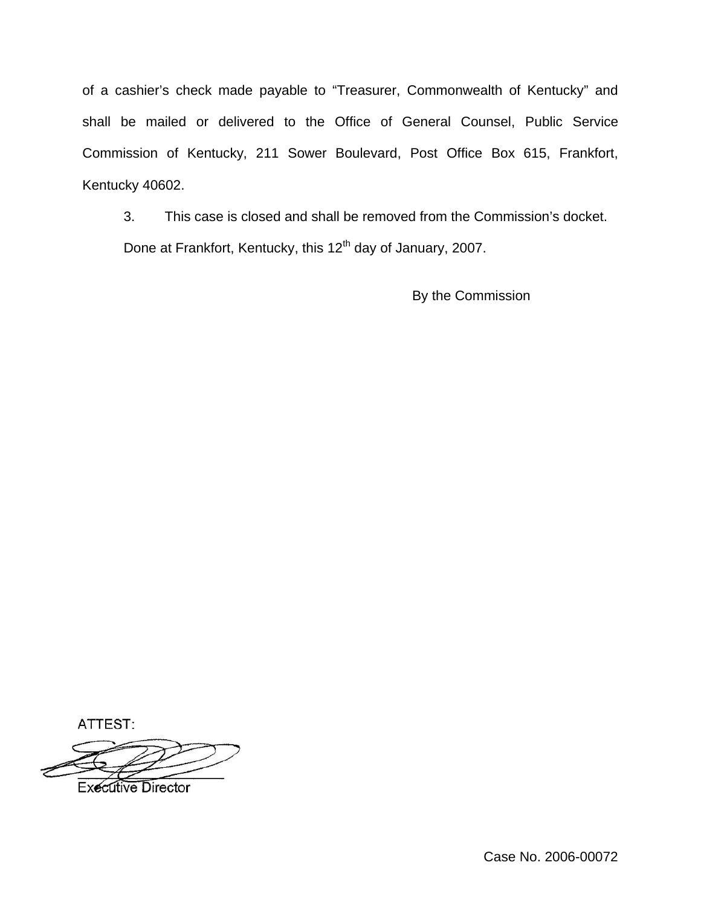of a cashier's check made payable to "Treasurer, Commonwealth of Kentucky" and shall be mailed or delivered to the Office of General Counsel, Public Service Commission of Kentucky, 211 Sower Boulevard, Post Office Box 615, Frankfort, Kentucky 40602.

3. This case is closed and shall be removed from the Commission's docket.

Done at Frankfort, Kentucky, this 12th day of January, 2007.

By the Commission

ATTEST:

Executive Director

Case No. 2006-00072